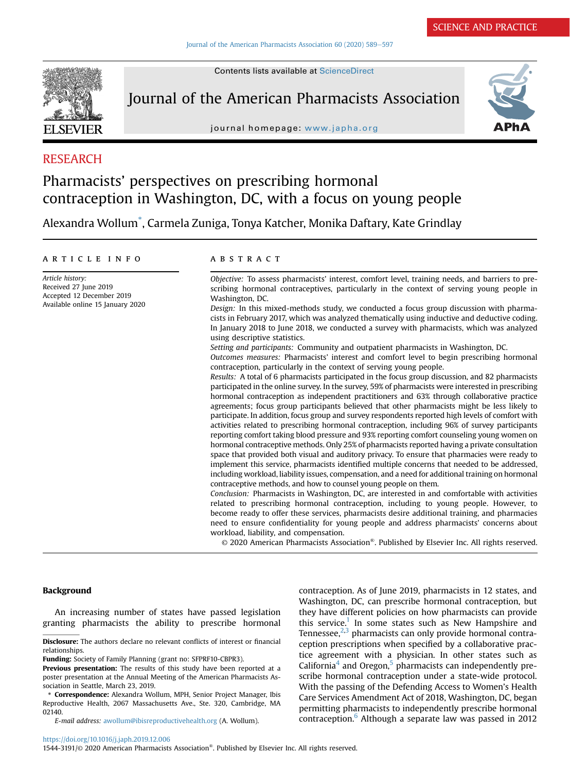SCIENCE AND PRACTICE

RESEARCH

# Pharmacists' perspectives on prescribing hormonal contraception in Washington, DC, with a focus on young people

Alexandra Wollum*, Carmela Zuniga, Tonya Katcher, Monika Daftary, Kate Grindlay

## ARTICLE INFO

*Article history:*
Received 27 June 2019
Accepted 12 December 2019
Available online 15 January 2020

## ABSTRACT

*Objective:* To assess pharmacists' interest, comfort level, training needs, and barriers to prescribing hormonal contraceptives, particularly in the context of serving young people in Washington, DC.

*Design:* In this mixed-methods study, we conducted a focus group discussion with pharmacists in February 2017, which was analyzed thematically using inductive and deductive coding. In January 2018 to June 2018, we conducted a survey with pharmacists, which was analyzed using descriptive statistics.

*Setting and participants:* Community and outpatient pharmacists in Washington, DC.

*Outcomes measures:* Pharmacists' interest and comfort level to begin prescribing hormonal contraception, particularly in the context of serving young people.

*Results:* A total of 6 pharmacists participated in the focus group discussion, and 82 pharmacists participated in the online survey. In the survey, 59% of pharmacists were interested in prescribing hormonal contraception as independent practitioners and 63% through collaborative practice agreements; focus group participants believed that other pharmacists might be less likely to participate. In addition, focus group and survey respondents reported high levels of comfort with activities related to prescribing hormonal contraception, including 96% of survey participants reporting comfort taking blood pressure and 93% reporting comfort counseling young women on hormonal contraceptive methods. Only 25% of pharmacists reported having a private consultation space that provided both visual and auditory privacy. To ensure that pharmacies were ready to implement this service, pharmacists identified multiple concerns that needed to be addressed, including workload, liability issues, compensation, and a need for additional training on hormonal contraceptive methods, and how to counsel young people on them.

*Conclusion:* Pharmacists in Washington, DC, are interested in and comfortable with activities related to prescribing hormonal contraception, including to young people. However, to become ready to offer these services, pharmacists desire additional training, and pharmacies need to ensure confidentiality for young people and address pharmacists' concerns about workload, liability, and compensation.

© 2020 American Pharmacists Association®. Published by Elsevier Inc. All rights reserved.

## Background

An increasing number of states have passed legislation granting pharmacists the ability to prescribe hormonal contraception. As of June 2019, pharmacists in 12 states, and Washington, DC, can prescribe hormonal contraception, but they have different policies on how pharmacists can provide this service.[1] In some states such as New Hampshire and Tennessee,[2,3] pharmacists can only provide hormonal contraception prescriptions when specified by a collaborative practice agreement with a physician. In other states such as California[4] and Oregon,[5] pharmacists can independently prescribe hormonal contraception under a state-wide protocol. With the passing of the Defending Access to Women's Health Care Services Amendment Act of 2018, Washington, DC, began permitting pharmacists to independently prescribe hormonal contraception.[6] Although a separate law was passed in 2012

**Disclosure:** The authors declare no relevant conflicts of interest or financial relationships.

**Funding:** Society of Family Planning (grant no: SFPRF10-CBPR3).

**Previous presentation:** The results of this study have been reported at a poster presentation at the Annual Meeting of the American Pharmacists Association in Seattle, March 23, 2019.

\* **Correspondence:** Alexandra Wollum, MPH, Senior Project Manager, Ibis Reproductive Health, 2067 Massachusetts Ave., Ste. 320, Cambridge, MA 02140.

*E-mail address:* awollum@ibisreproductivehealth.org (A. Wollum).

https://doi.org/10.1016/j.japh.2019.12.006

1544-3191/© 2020 American Pharmacists Association®. Published by Elsevier Inc. All rights reserved.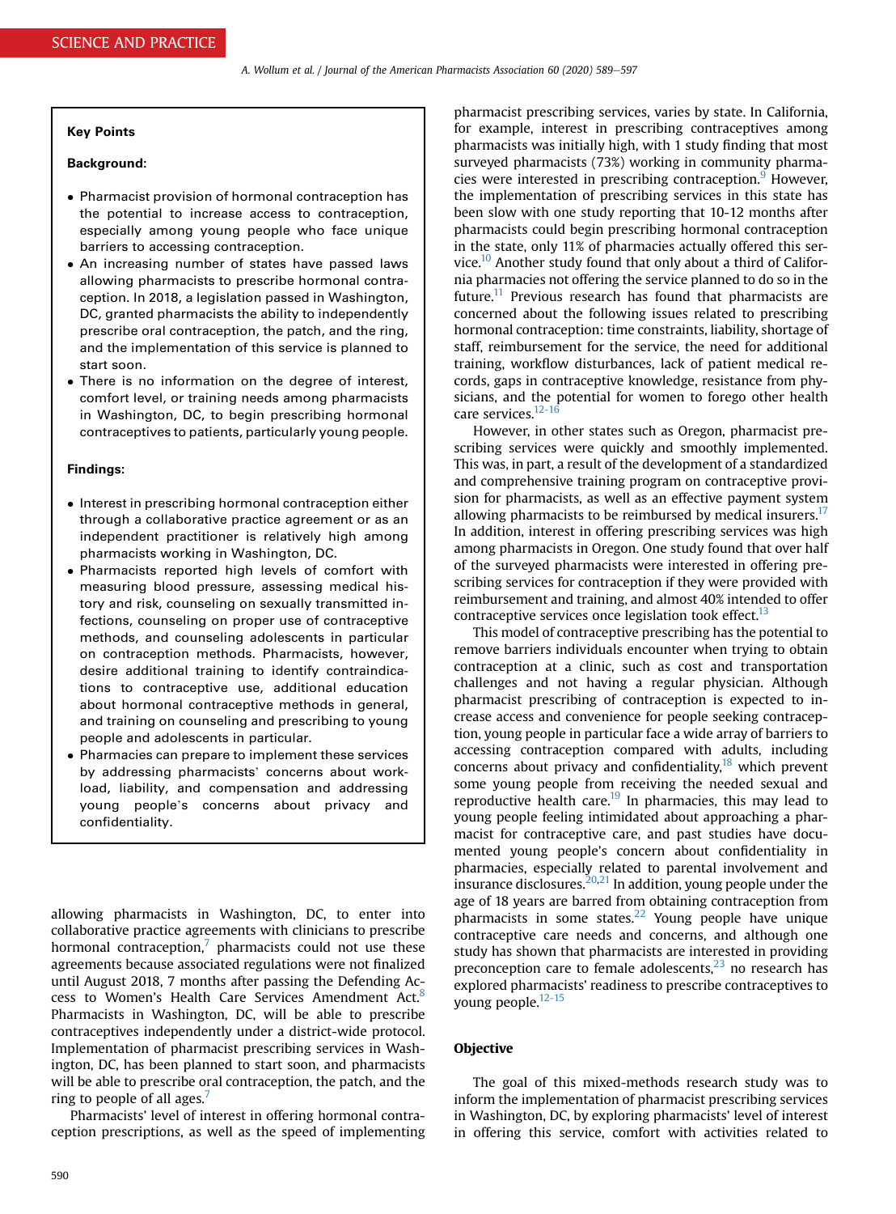**Key Points**

**Background:**

- Pharmacist provision of hormonal contraception has the potential to increase access to contraception, especially among young people who face unique barriers to accessing contraception.
- An increasing number of states have passed laws allowing pharmacists to prescribe hormonal contraception. In 2018, a legislation passed in Washington, DC, granted pharmacists the ability to independently prescribe oral contraception, the patch, and the ring, and the implementation of this service is planned to start soon.
- There is no information on the degree of interest, comfort level, or training needs among pharmacists in Washington, DC, to begin prescribing hormonal contraceptives to patients, particularly young people.

**Findings:**

- Interest in prescribing hormonal contraception either through a collaborative practice agreement or as an independent practitioner is relatively high among pharmacists working in Washington, DC.
- Pharmacists reported high levels of comfort with measuring blood pressure, assessing medical history and risk, counseling on sexually transmitted infections, counseling on proper use of contraceptive methods, and counseling adolescents in particular on contraception methods. Pharmacists, however, desire additional training to identify contraindications to contraceptive use, additional education about hormonal contraceptive methods in general, and training on counseling and prescribing to young people and adolescents in particular.
- Pharmacies can prepare to implement these services by addressing pharmacists' concerns about workload, liability, and compensation and addressing young people's concerns about privacy and confidentiality.

allowing pharmacists in Washington, DC, to enter into collaborative practice agreements with clinicians to prescribe hormonal contraception,[7] pharmacists could not use these agreements because associated regulations were not finalized until August 2018, 7 months after passing the Defending Access to Women's Health Care Services Amendment Act.[8] Pharmacists in Washington, DC, will be able to prescribe contraceptives independently under a district-wide protocol. Implementation of pharmacist prescribing services in Washington, DC, has been planned to start soon, and pharmacists will be able to prescribe oral contraception, the patch, and the ring to people of all ages.[7]

Pharmacists' level of interest in offering hormonal contraception prescriptions, as well as the speed of implementing pharmacist prescribing services, varies by state. In California, for example, interest in prescribing contraceptives among pharmacists was initially high, with 1 study finding that most surveyed pharmacists (73%) working in community pharmacies were interested in prescribing contraception.[9] However, the implementation of prescribing services in this state has been slow with one study reporting that 10-12 months after pharmacists could begin prescribing hormonal contraception in the state, only 11% of pharmacies actually offered this service.[10] Another study found that only about a third of California pharmacies not offering the service planned to do so in the future.[11] Previous research has found that pharmacists are concerned about the following issues related to prescribing hormonal contraception: time constraints, liability, shortage of staff, reimbursement for the service, the need for additional training, workflow disturbances, lack of patient medical records, gaps in contraceptive knowledge, resistance from physicians, and the potential for women to forego other health care services.[12-16]

However, in other states such as Oregon, pharmacist prescribing services were quickly and smoothly implemented. This was, in part, a result of the development of a standardized and comprehensive training program on contraceptive provision for pharmacists, as well as an effective payment system allowing pharmacists to be reimbursed by medical insurers.[17] In addition, interest in offering prescribing services was high among pharmacists in Oregon. One study found that over half of the surveyed pharmacists were interested in offering prescribing services for contraception if they were provided with reimbursement and training, and almost 40% intended to offer contraceptive services once legislation took effect.[13]

This model of contraceptive prescribing has the potential to remove barriers individuals encounter when trying to obtain contraception at a clinic, such as cost and transportation challenges and not having a regular physician. Although pharmacist prescribing of contraception is expected to increase access and convenience for people seeking contraception, young people in particular face a wide array of barriers to accessing contraception compared with adults, including concerns about privacy and confidentiality,[18] which prevent some young people from receiving the needed sexual and reproductive health care.[19] In pharmacies, this may lead to young people feeling intimidated about approaching a pharmacist for contraceptive care, and past studies have documented young people's concern about confidentiality in pharmacies, especially related to parental involvement and insurance disclosures.[20,21] In addition, young people under the age of 18 years are barred from obtaining contraception from pharmacists in some states.[22] Young people have unique contraceptive care needs and concerns, and although one study has shown that pharmacists are interested in providing preconception care to female adolescents,[23] no research has explored pharmacists' readiness to prescribe contraceptives to young people.[12-15]

## Objective

The goal of this mixed-methods research study was to inform the implementation of pharmacist prescribing services in Washington, DC, by exploring pharmacists' level of interest in offering this service, comfort with activities related to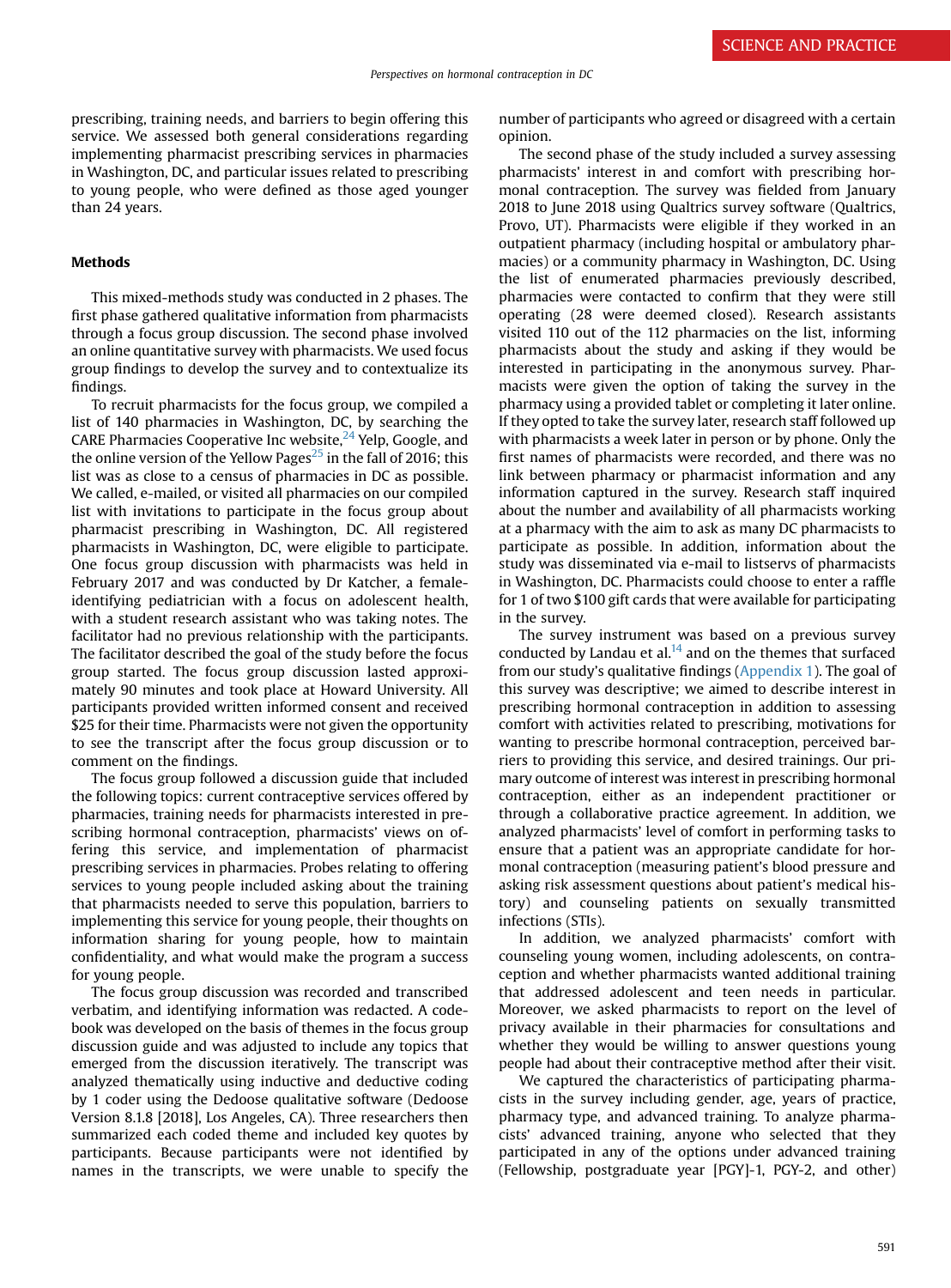prescribing, training needs, and barriers to begin offering this service. We assessed both general considerations regarding implementing pharmacist prescribing services in pharmacies in Washington, DC, and particular issues related to prescribing to young people, who were defined as those aged younger than 24 years.

## Methods

This mixed-methods study was conducted in 2 phases. The first phase gathered qualitative information from pharmacists through a focus group discussion. The second phase involved an online quantitative survey with pharmacists. We used focus group findings to develop the survey and to contextualize its findings.

To recruit pharmacists for the focus group, we compiled a list of 140 pharmacies in Washington, DC, by searching the CARE Pharmacies Cooperative Inc website,[24] Yelp, Google, and the online version of the Yellow Pages[25] in the fall of 2016; this list was as close to a census of pharmacies in DC as possible. We called, e-mailed, or visited all pharmacies on our compiled list with invitations to participate in the focus group about pharmacist prescribing in Washington, DC. All registered pharmacists in Washington, DC, were eligible to participate. One focus group discussion with pharmacists was held in February 2017 and was conducted by Dr Katcher, a female-identifying pediatrician with a focus on adolescent health, with a student research assistant who was taking notes. The facilitator had no previous relationship with the participants. The facilitator described the goal of the study before the focus group started. The focus group discussion lasted approximately 90 minutes and took place at Howard University. All participants provided written informed consent and received $25 for their time. Pharmacists were not given the opportunity to see the transcript after the focus group discussion or to comment on the findings.

The focus group followed a discussion guide that included the following topics: current contraceptive services offered by pharmacies, training needs for pharmacists interested in prescribing hormonal contraception, pharmacists' views on offering this service, and implementation of pharmacist prescribing services in pharmacies. Probes relating to offering services to young people included asking about the training that pharmacists needed to serve this population, barriers to implementing this service for young people, their thoughts on information sharing for young people, how to maintain confidentiality, and what would make the program a success for young people.

The focus group discussion was recorded and transcribed verbatim, and identifying information was redacted. A codebook was developed on the basis of themes in the focus group discussion guide and was adjusted to include any topics that emerged from the discussion iteratively. The transcript was analyzed thematically using inductive and deductive coding by 1 coder using the Dedoose qualitative software (Dedoose Version 8.1.8 [2018], Los Angeles, CA). Three researchers then summarized each coded theme and included key quotes by participants. Because participants were not identified by names in the transcripts, we were unable to specify the number of participants who agreed or disagreed with a certain opinion.

The second phase of the study included a survey assessing pharmacists' interest in and comfort with prescribing hormonal contraception. The survey was fielded from January 2018 to June 2018 using Qualtrics survey software (Qualtrics, Provo, UT). Pharmacists were eligible if they worked in an outpatient pharmacy (including hospital or ambulatory pharmacies) or a community pharmacy in Washington, DC. Using the list of enumerated pharmacies previously described, pharmacies were contacted to confirm that they were still operating (28 were deemed closed). Research assistants visited 110 out of the 112 pharmacies on the list, informing pharmacists about the study and asking if they would be interested in participating in the anonymous survey. Pharmacists were given the option of taking the survey in the pharmacy using a provided tablet or completing it later online. If they opted to take the survey later, research staff followed up with pharmacists a week later in person or by phone. Only the first names of pharmacists were recorded, and there was no link between pharmacy or pharmacist information and any information captured in the survey. Research staff inquired about the number and availability of all pharmacists working at a pharmacy with the aim to ask as many DC pharmacists to participate as possible. In addition, information about the study was disseminated via e-mail to listservs of pharmacists in Washington, DC. Pharmacists could choose to enter a raffle for 1 of two $100 gift cards that were available for participating in the survey.

The survey instrument was based on a previous survey conducted by Landau et al.[14] and on the themes that surfaced from our study's qualitative findings (Appendix 1). The goal of this survey was descriptive; we aimed to describe interest in prescribing hormonal contraception in addition to assessing comfort with activities related to prescribing, motivations for wanting to prescribe hormonal contraception, perceived barriers to providing this service, and desired trainings. Our primary outcome of interest was interest in prescribing hormonal contraception, either as an independent practitioner or through a collaborative practice agreement. In addition, we analyzed pharmacists' level of comfort in performing tasks to ensure that a patient was an appropriate candidate for hormonal contraception (measuring patient's blood pressure and asking risk assessment questions about patient's medical history) and counseling patients on sexually transmitted infections (STIs).

In addition, we analyzed pharmacists' comfort with counseling young women, including adolescents, on contraception and whether pharmacists wanted additional training that addressed adolescent and teen needs in particular. Moreover, we asked pharmacists to report on the level of privacy available in their pharmacies for consultations and whether they would be willing to answer questions young people had about their contraceptive method after their visit.

We captured the characteristics of participating pharmacists in the survey including gender, age, years of practice, pharmacy type, and advanced training. To analyze pharmacists' advanced training, anyone who selected that they participated in any of the options under advanced training (Fellowship, postgraduate year [PGY]-1, PGY-2, and other)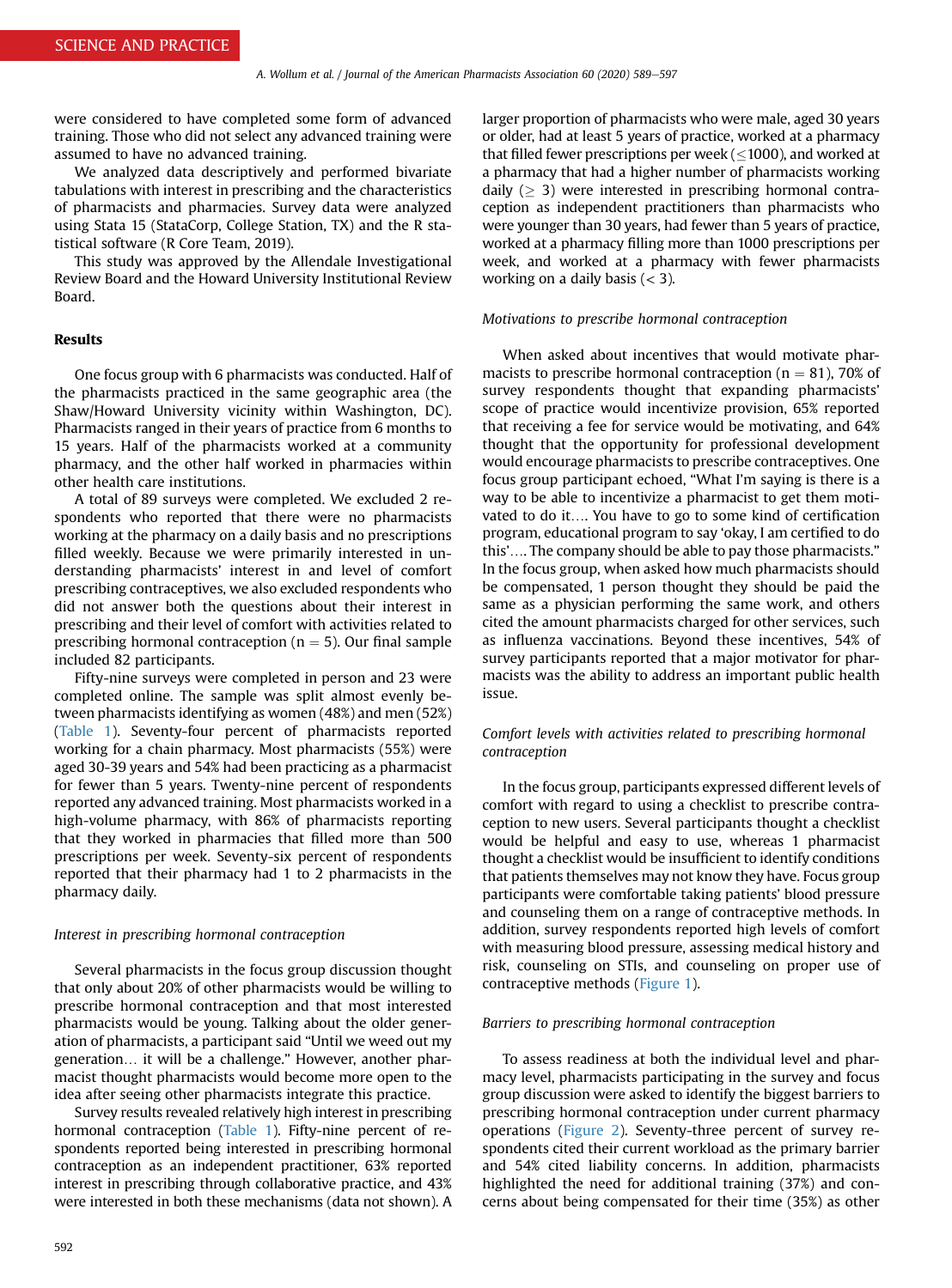were considered to have completed some form of advanced training. Those who did not select any advanced training were assumed to have no advanced training.

We analyzed data descriptively and performed bivariate tabulations with interest in prescribing and the characteristics of pharmacists and pharmacies. Survey data were analyzed using Stata 15 (StataCorp, College Station, TX) and the R statistical software (R Core Team, 2019).

This study was approved by the Allendale Investigational Review Board and the Howard University Institutional Review Board.

## Results

One focus group with 6 pharmacists was conducted. Half of the pharmacists practiced in the same geographic area (the Shaw/Howard University vicinity within Washington, DC). Pharmacists ranged in their years of practice from 6 months to 15 years. Half of the pharmacists worked at a community pharmacy, and the other half worked in pharmacies within other health care institutions.

A total of 89 surveys were completed. We excluded 2 respondents who reported that there were no pharmacists working at the pharmacy on a daily basis and no prescriptions filled weekly. Because we were primarily interested in understanding pharmacists' interest in and level of comfort prescribing contraceptives, we also excluded respondents who did not answer both the questions about their interest in prescribing and their level of comfort with activities related to prescribing hormonal contraception ($n = 5$). Our final sample included 82 participants.

Fifty-nine surveys were completed in person and 23 were completed online. The sample was split almost evenly between pharmacists identifying as women (48%) and men (52%) (Table 1). Seventy-four percent of pharmacists reported working for a chain pharmacy. Most pharmacists (55%) were aged 30-39 years and 54% had been practicing as a pharmacist for fewer than 5 years. Twenty-nine percent of respondents reported any advanced training. Most pharmacists worked in a high-volume pharmacy, with 86% of pharmacists reporting that they worked in pharmacies that filled more than 500 prescriptions per week. Seventy-six percent of respondents reported that their pharmacy had 1 to 2 pharmacists in the pharmacy daily.

### *Interest in prescribing hormonal contraception*

Several pharmacists in the focus group discussion thought that only about 20% of other pharmacists would be willing to prescribe hormonal contraception and that most interested pharmacists would be young. Talking about the older generation of pharmacists, a participant said "Until we weed out my generation… it will be a challenge." However, another pharmacist thought pharmacists would become more open to the idea after seeing other pharmacists integrate this practice.

Survey results revealed relatively high interest in prescribing hormonal contraception (Table 1). Fifty-nine percent of respondents reported being interested in prescribing hormonal contraception as an independent practitioner, 63% reported interest in prescribing through collaborative practice, and 43% were interested in both these mechanisms (data not shown). A larger proportion of pharmacists who were male, aged 30 years or older, had at least 5 years of practice, worked at a pharmacy that filled fewer prescriptions per week ($\leq$1000), and worked at a pharmacy that had a higher number of pharmacists working daily ($\geq 3$) were interested in prescribing hormonal contraception as independent practitioners than pharmacists who were younger than 30 years, had fewer than 5 years of practice, worked at a pharmacy filling more than 1000 prescriptions per week, and worked at a pharmacy with fewer pharmacists working on a daily basis ($< 3$).

### *Motivations to prescribe hormonal contraception*

When asked about incentives that would motivate pharmacists to prescribe hormonal contraception ($n = 81$), 70% of survey respondents thought that expanding pharmacists' scope of practice would incentivize provision, 65% reported that receiving a fee for service would be motivating, and 64% thought that the opportunity for professional development would encourage pharmacists to prescribe contraceptives. One focus group participant echoed, "What I'm saying is there is a way to be able to incentivize a pharmacist to get them motivated to do it…. You have to go to some kind of certification program, educational program to say 'okay, I am certified to do this'…. The company should be able to pay those pharmacists." In the focus group, when asked how much pharmacists should be compensated, 1 person thought they should be paid the same as a physician performing the same work, and others cited the amount pharmacists charged for other services, such as influenza vaccinations. Beyond these incentives, 54% of survey participants reported that a major motivator for pharmacists was the ability to address an important public health issue.

### *Comfort levels with activities related to prescribing hormonal contraception*

In the focus group, participants expressed different levels of comfort with regard to using a checklist to prescribe contraception to new users. Several participants thought a checklist would be helpful and easy to use, whereas 1 pharmacist thought a checklist would be insufficient to identify conditions that patients themselves may not know they have. Focus group participants were comfortable taking patients' blood pressure and counseling them on a range of contraceptive methods. In addition, survey respondents reported high levels of comfort with measuring blood pressure, assessing medical history and risk, counseling on STIs, and counseling on proper use of contraceptive methods (Figure 1).

### *Barriers to prescribing hormonal contraception*

To assess readiness at both the individual level and pharmacy level, pharmacists participating in the survey and focus group discussion were asked to identify the biggest barriers to prescribing hormonal contraception under current pharmacy operations (Figure 2). Seventy-three percent of survey respondents cited their current workload as the primary barrier and 54% cited liability concerns. In addition, pharmacists highlighted the need for additional training (37%) and concerns about being compensated for their time (35%) as other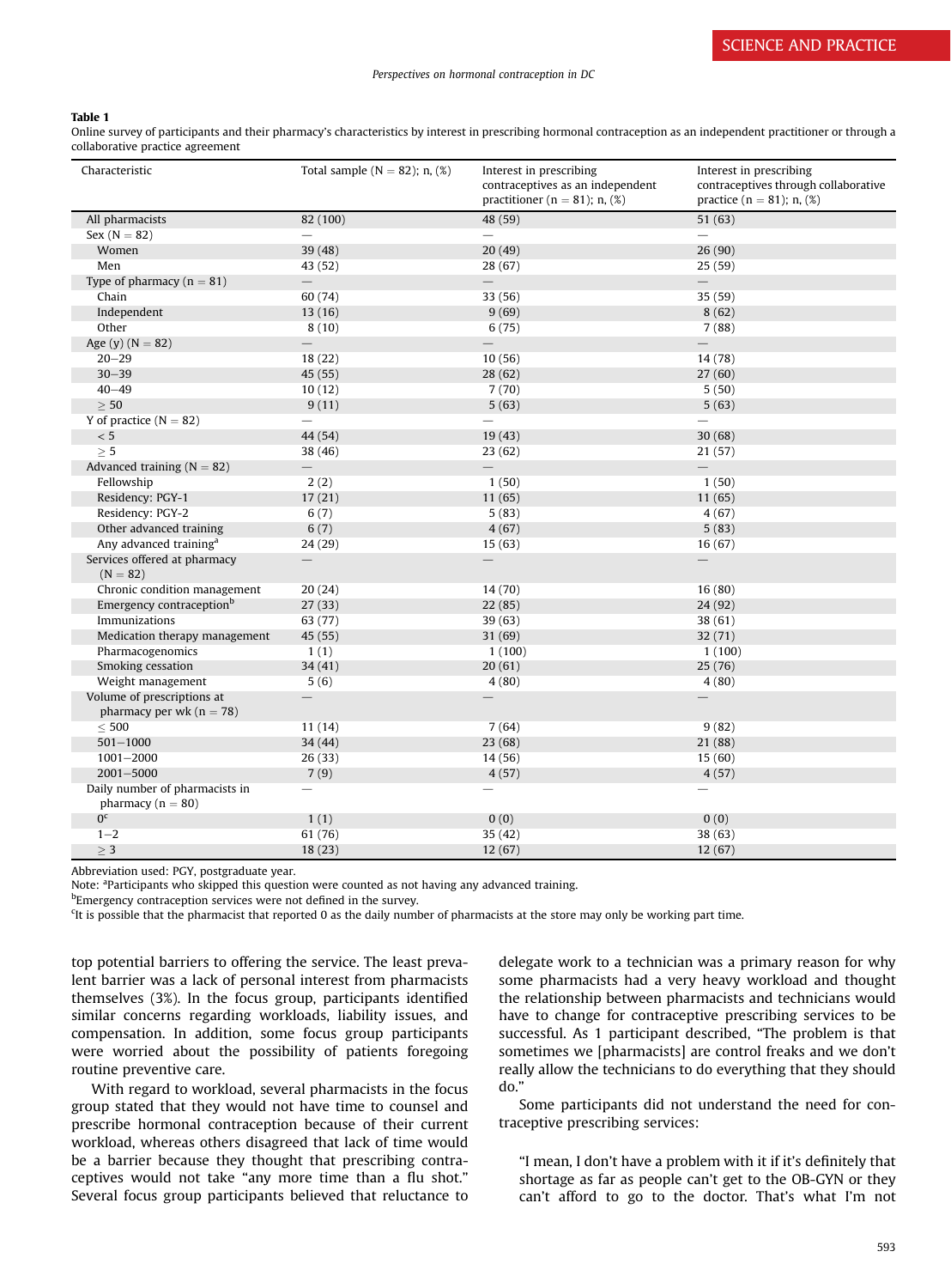**Table 1**
Online survey of participants and their pharmacy's characteristics by interest in prescribing hormonal contraception as an independent practitioner or through a collaborative practice agreement

| Characteristic | Total sample (N = 82); n, (%) | Interest in prescribing contraceptives as an independent practitioner (n = 81); n, (%) | Interest in prescribing contraceptives through collaborative practice (n = 81); n, (%) |
|---|---|---|---|
| All pharmacists | 82 (100) | 48 (59) | 51 (63) |
| Sex (N = 82) | — | — | — |
| Women | 39 (48) | 20 (49) | 26 (90) |
| Men | 43 (52) | 28 (67) | 25 (59) |
| Type of pharmacy (n = 81) | — | — | — |
| Chain | 60 (74) | 33 (56) | 35 (59) |
| Independent | 13 (16) | 9 (69) | 8 (62) |
| Other | 8 (10) | 6 (75) | 7 (88) |
| Age (y) (N = 82) | — | — | — |
| 20–29 | 18 (22) | 10 (56) | 14 (78) |
| 30–39 | 45 (55) | 28 (62) | 27 (60) |
| 40–49 | 10 (12) | 7 (70) | 5 (50) |
| ≥ 50 | 9 (11) | 5 (63) | 5 (63) |
| Y of practice (N = 82) | — | — | — |
| < 5 | 44 (54) | 19 (43) | 30 (68) |
| ≥ 5 | 38 (46) | 23 (62) | 21 (57) |
| Advanced training (N = 82) | — | — | — |
| Fellowship | 2 (2) | 1 (50) | 1 (50) |
| Residency: PGY-1 | 17 (21) | 11 (65) | 11 (65) |
| Residency: PGY-2 | 6 (7) | 5 (83) | 4 (67) |
| Other advanced training | 6 (7) | 4 (67) | 5 (83) |
| Any advanced training[a] | 24 (29) | 15 (63) | 16 (67) |
| Services offered at pharmacy (N = 82) | — | — | — |
| Chronic condition management | 20 (24) | 14 (70) | 16 (80) |
| Emergency contraception[b] | 27 (33) | 22 (85) | 24 (92) |
| Immunizations | 63 (77) | 39 (63) | 38 (61) |
| Medication therapy management | 45 (55) | 31 (69) | 32 (71) |
| Pharmacogenomics | 1 (1) | 1 (100) | 1 (100) |
| Smoking cessation | 34 (41) | 20 (61) | 25 (76) |
| Weight management | 5 (6) | 4 (80) | 4 (80) |
| Volume of prescriptions at pharmacy per wk (n = 78) | — | — | — |
| ≤ 500 | 11 (14) | 7 (64) | 9 (82) |
| 501–1000 | 34 (44) | 23 (68) | 21 (88) |
| 1001–2000 | 26 (33) | 14 (56) | 15 (60) |
| 2001–5000 | 7 (9) | 4 (57) | 4 (57) |
| Daily number of pharmacists in pharmacy (n = 80) | — | — | — |
| 0[c] | 1 (1) | 0 (0) | 0 (0) |
| 1–2 | 61 (76) | 35 (42) | 38 (63) |
| ≥ 3 | 18 (23) | 12 (67) | 12 (67) |

Abbreviation used: PGY, postgraduate year.
Note: [a]Participants who skipped this question were counted as not having any advanced training.
[b]Emergency contraception services were not defined in the survey.
[c]It is possible that the pharmacist that reported 0 as the daily number of pharmacists at the store may only be working part time.

top potential barriers to offering the service. The least prevalent barrier was a lack of personal interest from pharmacists themselves (3%). In the focus group, participants identified similar concerns regarding workloads, liability issues, and compensation. In addition, some focus group participants were worried about the possibility of patients foregoing routine preventive care.

With regard to workload, several pharmacists in the focus group stated that they would not have time to counsel and prescribe hormonal contraception because of their current workload, whereas others disagreed that lack of time would be a barrier because they thought that prescribing contraceptives would not take "any more time than a flu shot." Several focus group participants believed that reluctance to delegate work to a technician was a primary reason for why some pharmacists had a very heavy workload and thought the relationship between pharmacists and technicians would have to change for contraceptive prescribing services to be successful. As 1 participant described, "The problem is that sometimes we [pharmacists] are control freaks and we don't really allow the technicians to do everything that they should do."

Some participants did not understand the need for contraceptive prescribing services:

> "I mean, I don't have a problem with it if it's definitely that shortage as far as people can't get to the OB-GYN or they can't afford to go to the doctor. That's what I'm not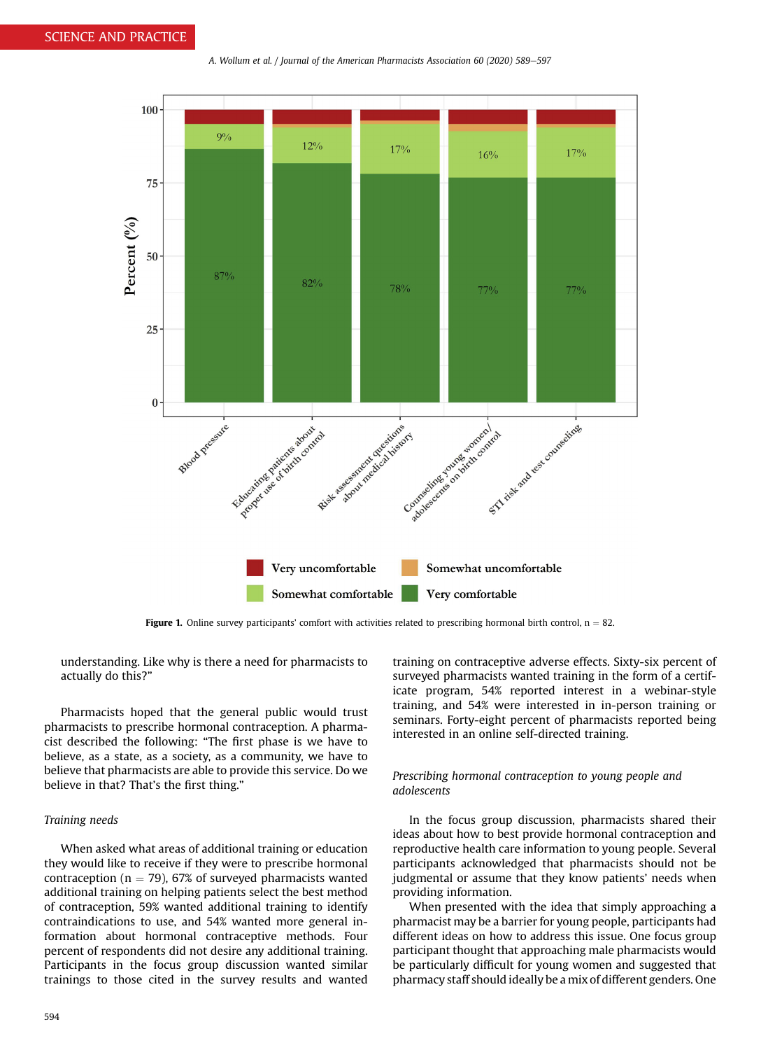Figure 1. Online survey participants' comfort with activities related to prescribing hormonal birth control, n = 82.

understanding. Like why is there a need for pharmacists to actually do this?"

Pharmacists hoped that the general public would trust pharmacists to prescribe hormonal contraception. A pharmacist described the following: "The first phase is we have to believe, as a state, as a society, as a community, we have to believe that pharmacists are able to provide this service. Do we believe in that? That's the first thing."

### Training needs

When asked what areas of additional training or education they would like to receive if they were to prescribe hormonal contraception (n = 79), 67% of surveyed pharmacists wanted additional training on helping patients select the best method of contraception, 59% wanted additional training to identify contraindications to use, and 54% wanted more general information about hormonal contraceptive methods. Four percent of respondents did not desire any additional training. Participants in the focus group discussion wanted similar trainings to those cited in the survey results and wanted training on contraceptive adverse effects. Sixty-six percent of surveyed pharmacists wanted training in the form of a certificate program, 54% reported interest in a webinar-style training, and 54% were interested in in-person training or seminars. Forty-eight percent of pharmacists reported being interested in an online self-directed training.

### Prescribing hormonal contraception to young people and adolescents

In the focus group discussion, pharmacists shared their ideas about how to best provide hormonal contraception and reproductive health care information to young people. Several participants acknowledged that pharmacists should not be judgmental or assume that they know patients' needs when providing information.

When presented with the idea that simply approaching a pharmacist may be a barrier for young people, participants had different ideas on how to address this issue. One focus group participant thought that approaching male pharmacists would be particularly difficult for young women and suggested that pharmacy staff should ideally be a mix of different genders. One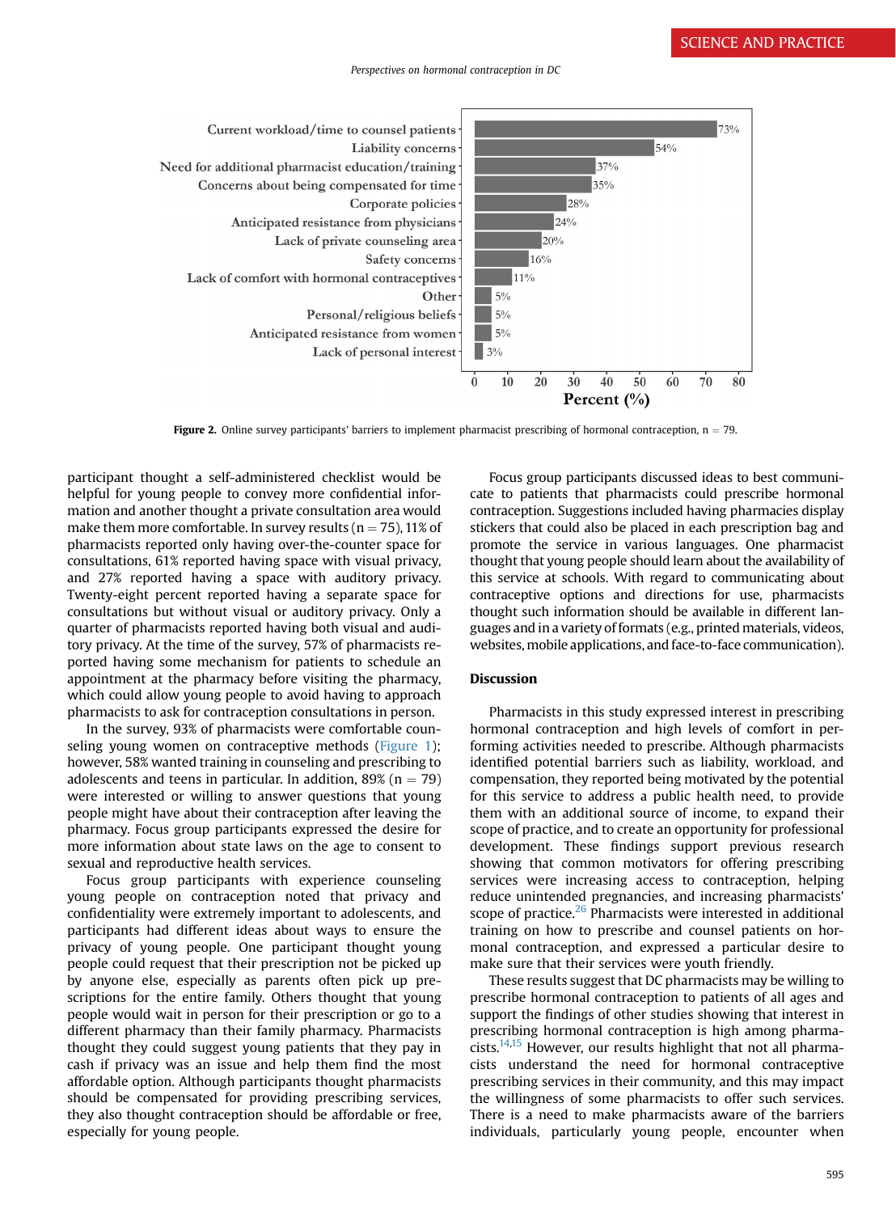| Barrier | Percent (%) |
| --- | --- |
| Current workload/time to counsel patients | 73% |
| Liability concerns | 54% |
| Need for additional pharmacist education/training | 37% |
| Concerns about being compensated for time | 35% |
| Corporate policies | 28% |
| Anticipated resistance from physicians | 24% |
| Lack of private counseling area | 20% |
| Safety concerns | 16% |
| Lack of comfort with hormonal contraceptives | 11% |
| Other | 5% |
| Personal/religious beliefs | 5% |
| Anticipated resistance from women | 5% |
| Lack of personal interest | 3% |

**Figure 2.** Online survey participants' barriers to implement pharmacist prescribing of hormonal contraception, n = 79.

participant thought a self-administered checklist would be helpful for young people to convey more confidential information and another thought a private consultation area would make them more comfortable. In survey results (n = 75), 11% of pharmacists reported only having over-the-counter space for consultations, 61% reported having space with visual privacy, and 27% reported having a space with auditory privacy. Twenty-eight percent reported having a separate space for consultations but without visual or auditory privacy. Only a quarter of pharmacists reported having both visual and auditory privacy. At the time of the survey, 57% of pharmacists reported having some mechanism for patients to schedule an appointment at the pharmacy before visiting the pharmacy, which could allow young people to avoid having to approach pharmacists to ask for contraception consultations in person.

In the survey, 93% of pharmacists were comfortable counseling young women on contraceptive methods (Figure 1); however, 58% wanted training in counseling and prescribing to adolescents and teens in particular. In addition, 89% (n = 79) were interested or willing to answer questions that young people might have about their contraception after leaving the pharmacy. Focus group participants expressed the desire for more information about state laws on the age to consent to sexual and reproductive health services.

Focus group participants with experience counseling young people on contraception noted that privacy and confidentiality were extremely important to adolescents, and participants had different ideas about ways to ensure the privacy of young people. One participant thought young people could request that their prescription not be picked up by anyone else, especially as parents often pick up prescriptions for the entire family. Others thought that young people would wait in person for their prescription or go to a different pharmacy than their family pharmacy. Pharmacists thought they could suggest young patients that they pay in cash if privacy was an issue and help them find the most affordable option. Although participants thought pharmacists should be compensated for providing prescribing services, they also thought contraception should be affordable or free, especially for young people.

Focus group participants discussed ideas to best communicate to patients that pharmacists could prescribe hormonal contraception. Suggestions included having pharmacies display stickers that could also be placed in each prescription bag and promote the service in various languages. One pharmacist thought that young people should learn about the availability of this service at schools. With regard to communicating about contraceptive options and directions for use, pharmacists thought such information should be available in different languages and in a variety of formats (e.g., printed materials, videos, websites, mobile applications, and face-to-face communication).

## Discussion

Pharmacists in this study expressed interest in prescribing hormonal contraception and high levels of comfort in performing activities needed to prescribe. Although pharmacists identified potential barriers such as liability, workload, and compensation, they reported being motivated by the potential for this service to address a public health need, to provide them with an additional source of income, to expand their scope of practice, and to create an opportunity for professional development. These findings support previous research showing that common motivators for offering prescribing services were increasing access to contraception, helping reduce unintended pregnancies, and increasing pharmacists' scope of practice.[26] Pharmacists were interested in additional training on how to prescribe and counsel patients on hormonal contraception, and expressed a particular desire to make sure that their services were youth friendly.

These results suggest that DC pharmacists may be willing to prescribe hormonal contraception to patients of all ages and support the findings of other studies showing that interest in prescribing hormonal contraception is high among pharmacists.[14,15] However, our results highlight that not all pharmacists understand the need for hormonal contraceptive prescribing services in their community, and this may impact the willingness of some pharmacists to offer such services. There is a need to make pharmacists aware of the barriers individuals, particularly young people, encounter when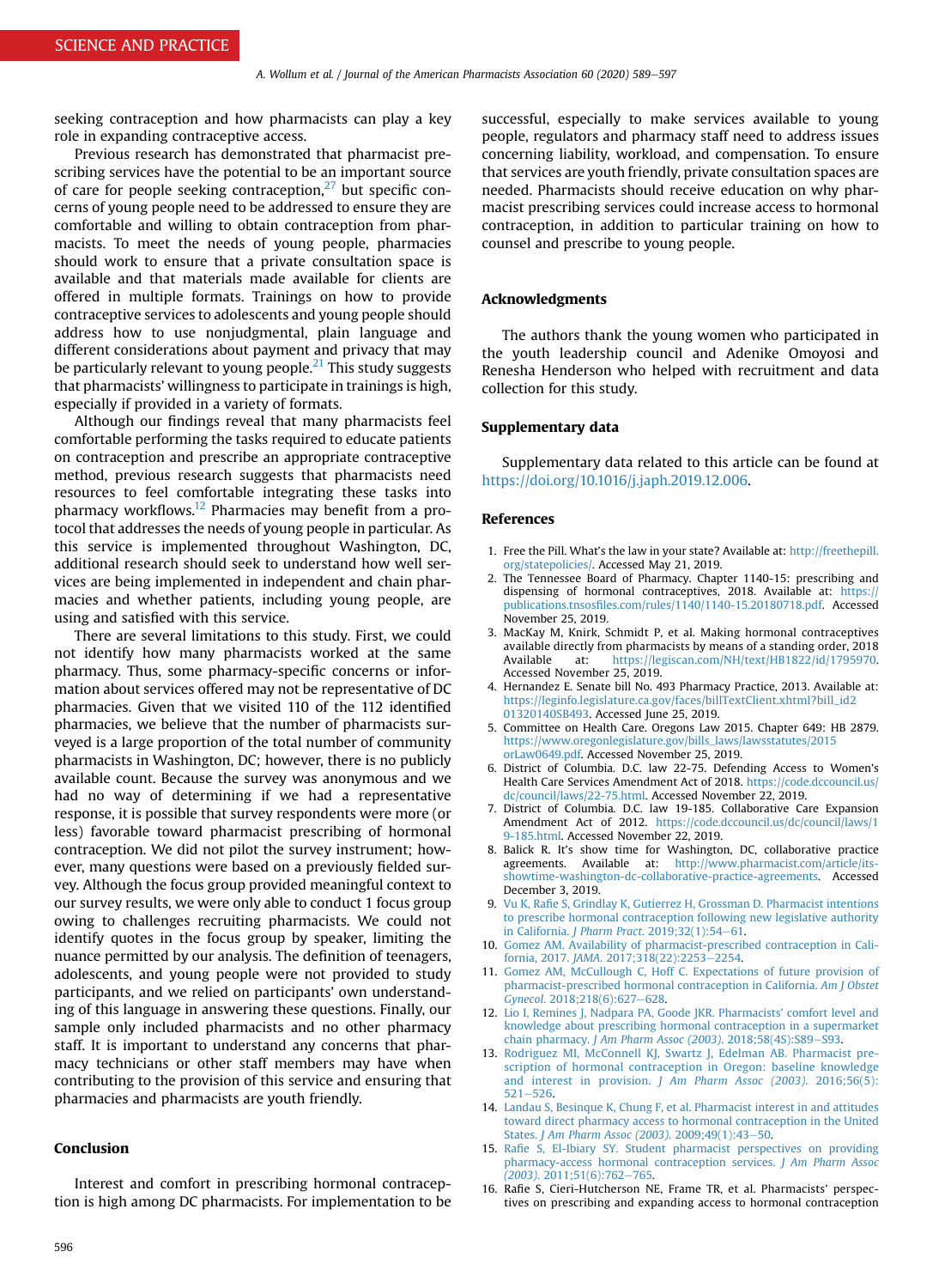seeking contraception and how pharmacists can play a key role in expanding contraceptive access.

Previous research has demonstrated that pharmacist prescribing services have the potential to be an important source of care for people seeking contraception,[27] but specific concerns of young people need to be addressed to ensure they are comfortable and willing to obtain contraception from pharmacists. To meet the needs of young people, pharmacies should work to ensure that a private consultation space is available and that materials made available for clients are offered in multiple formats. Trainings on how to provide contraceptive services to adolescents and young people should address how to use nonjudgmental, plain language and different considerations about payment and privacy that may be particularly relevant to young people.[21] This study suggests that pharmacists' willingness to participate in trainings is high, especially if provided in a variety of formats.

Although our findings reveal that many pharmacists feel comfortable performing the tasks required to educate patients on contraception and prescribe an appropriate contraceptive method, previous research suggests that pharmacists need resources to feel comfortable integrating these tasks into pharmacy workflows.[12] Pharmacies may benefit from a protocol that addresses the needs of young people in particular. As this service is implemented throughout Washington, DC, additional research should seek to understand how well services are being implemented in independent and chain pharmacies and whether patients, including young people, are using and satisfied with this service.

There are several limitations to this study. First, we could not identify how many pharmacists worked at the same pharmacy. Thus, some pharmacy-specific concerns or information about services offered may not be representative of DC pharmacies. Given that we visited 110 of the 112 identified pharmacies, we believe that the number of pharmacists surveyed is a large proportion of the total number of community pharmacists in Washington, DC; however, there is no publicly available count. Because the survey was anonymous and we had no way of determining if we had a representative response, it is possible that survey respondents were more (or less) favorable toward pharmacist prescribing of hormonal contraception. We did not pilot the survey instrument; however, many questions were based on a previously fielded survey. Although the focus group provided meaningful context to our survey results, we were only able to conduct 1 focus group owing to challenges recruiting pharmacists. We could not identify quotes in the focus group by speaker, limiting the nuance permitted by our analysis. The definition of teenagers, adolescents, and young people were not provided to study participants, and we relied on participants' own understanding of this language in answering these questions. Finally, our sample only included pharmacists and no other pharmacy staff. It is important to understand any concerns that pharmacy technicians or other staff members may have when contributing to the provision of this service and ensuring that pharmacies and pharmacists are youth friendly.

## Conclusion

Interest and comfort in prescribing hormonal contraception is high among DC pharmacists. For implementation to be successful, especially to make services available to young people, regulators and pharmacy staff need to address issues concerning liability, workload, and compensation. To ensure that services are youth friendly, private consultation spaces are needed. Pharmacists should receive education on why pharmacist prescribing services could increase access to hormonal contraception, in addition to particular training on how to counsel and prescribe to young people.

## Acknowledgments

The authors thank the young women who participated in the youth leadership council and Adenike Omoyosi and Renesha Henderson who helped with recruitment and data collection for this study.

## Supplementary data

Supplementary data related to this article can be found at https://doi.org/10.1016/j.japh.2019.12.006.

## References

1. Free the Pill. What's the law in your state? Available at: http://freethepill.org/statepolicies/. Accessed May 21, 2019.
2. The Tennessee Board of Pharmacy. Chapter 1140-15: prescribing and dispensing of hormonal contraceptives, 2018. Available at: https://publications.tnsosfiles.com/rules/1140/1140-15.20180718.pdf. Accessed November 25, 2019.
3. MacKay M, Knirk, Schmidt P, et al. Making hormonal contraceptives available directly from pharmacists by means of a standing order, 2018 Available at: https://legiscan.com/NH/text/HB1822/id/1795970. Accessed November 25, 2019.
4. Hernandez E. Senate bill No. 493 Pharmacy Practice, 2013. Available at: https://leginfo.legislature.ca.gov/faces/billTextClient.xhtml?bill_id201320140SB493. Accessed June 25, 2019.
5. Committee on Health Care. Oregons Law 2015. Chapter 649: HB 2879. https://www.oregonlegislature.gov/bills_laws/lawsstatutes/2015orLaw0649.pdf. Accessed November 25, 2019.
6. District of Columbia. D.C. law 22-75. Defending Access to Women's Health Care Services Amendment Act of 2018. https://code.dccouncil.us/dc/council/laws/22-75.html. Accessed November 22, 2019.
7. District of Columbia. D.C. law 19-185. Collaborative Care Expansion Amendment Act of 2012. https://code.dccouncil.us/dc/council/laws/19-185.html. Accessed November 22, 2019.
8. Balick R. It's show time for Washington, DC, collaborative practice agreements. Available at: http://www.pharmacist.com/article/its-showtime-washington-dc-collaborative-practice-agreements. Accessed December 3, 2019.
9. Vu K, Rafie S, Grindlay K, Gutierrez H, Grossman D. Pharmacist intentions to prescribe hormonal contraception following new legislative authority in California. *J Pharm Pract.* 2019;32(1):54–61.
10. Gomez AM. Availability of pharmacist-prescribed contraception in California, 2017. *JAMA.* 2017;318(22):2253–2254.
11. Gomez AM, McCullough C, Hoff C. Expectations of future provision of pharmacist-prescribed hormonal contraception in California. *Am J Obstet Gynecol.* 2018;218(6):627–628.
12. Lio I, Remines J, Nadpara PA, Goode JKR. Pharmacists' comfort level and knowledge about prescribing hormonal contraception in a supermarket chain pharmacy. *J Am Pharm Assoc (2003).* 2018;58(4S):S89–S93.
13. Rodriguez MI, McConnell KJ, Swartz J, Edelman AB. Pharmacist prescription of hormonal contraception in Oregon: baseline knowledge and interest in provision. *J Am Pharm Assoc (2003).* 2016;56(5):521–526.
14. Landau S, Besinque K, Chung F, et al. Pharmacist interest in and attitudes toward direct pharmacy access to hormonal contraception in the United States. *J Am Pharm Assoc (2003).* 2009;49(1):43–50.
15. Rafie S, El-Ibiary SY. Student pharmacist perspectives on providing pharmacy-access hormonal contraception services. *J Am Pharm Assoc (2003).* 2011;51(6):762–765.
16. Rafie S, Cieri-Hutcherson NE, Frame TR, et al. Pharmacists' perspectives on prescribing and expanding access to hormonal contraception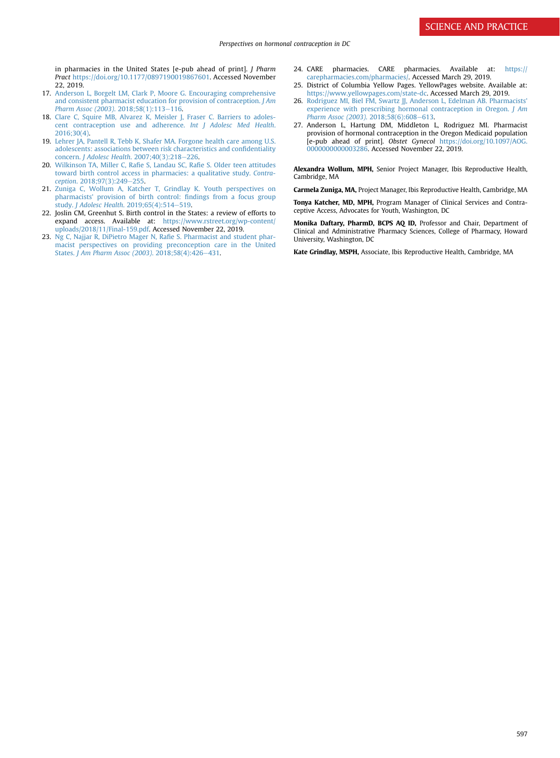in pharmacies in the United States [e-pub ahead of print]. *J Pharm Pract* https://doi.org/10.1177/0897190019867601. Accessed November 22, 2019.

17. Anderson L, Borgelt LM, Clark P, Moore G. Encouraging comprehensive and consistent pharmacist education for provision of contraception. *J Am Pharm Assoc (2003).* 2018;58(1):113–116.
18. Clare C, Squire MB, Alvarez K, Meisler J, Fraser C. Barriers to adolescent contraception use and adherence. *Int J Adolesc Med Health.* 2016;30(4).
19. Lehrer JA, Pantell R, Tebb K, Shafer MA. Forgone health care among U.S. adolescents: associations between risk characteristics and confidentiality concern. *J Adolesc Health.* 2007;40(3):218–226.
20. Wilkinson TA, Miller C, Rafie S, Landau SC, Rafie S. Older teen attitudes toward birth control access in pharmacies: a qualitative study. *Contraception.* 2018;97(3):249–255.
21. Zuniga C, Wollum A, Katcher T, Grindlay K. Youth perspectives on pharmacists' provision of birth control: findings from a focus group study. *J Adolesc Health.* 2019;65(4):514–519.
22. Joslin CM, Greenhut S. Birth control in the States: a review of efforts to expand access. Available at: https://www.rstreet.org/wp-content/uploads/2018/11/Final-159.pdf. Accessed November 22, 2019.
23. Ng C, Najjar R, DiPietro Mager N, Rafie S. Pharmacist and student pharmacist perspectives on providing preconception care in the United States. *J Am Pharm Assoc (2003).* 2018;58(4):426–431.
24. CARE pharmacies. CARE pharmacies. Available at: https://carepharmacies.com/pharmacies/. Accessed March 29, 2019.
25. District of Columbia Yellow Pages. YellowPages website. Available at: https://www.yellowpages.com/state-dc. Accessed March 29, 2019.
26. Rodriguez MI, Biel FM, Swartz JJ, Anderson L, Edelman AB. Pharmacists' experience with prescribing hormonal contraception in Oregon. *J Am Pharm Assoc (2003).* 2018;58(6):608–613.
27. Anderson L, Hartung DM, Middleton L, Rodriguez MI. Pharmacist provision of hormonal contraception in the Oregon Medicaid population [e-pub ahead of print]. *Obstet Gynecol* https://doi.org/10.1097/AOG.0000000000003286. Accessed November 22, 2019.

**Alexandra Wollum, MPH,** Senior Project Manager, Ibis Reproductive Health, Cambridge, MA

**Carmela Zuniga, MA,** Project Manager, Ibis Reproductive Health, Cambridge, MA

**Tonya Katcher, MD, MPH,** Program Manager of Clinical Services and Contraceptive Access, Advocates for Youth, Washington, DC

**Monika Daftary, PharmD, BCPS AQ ID,** Professor and Chair, Department of Clinical and Administrative Pharmacy Sciences, College of Pharmacy, Howard University, Washington, DC

**Kate Grindlay, MSPH,** Associate, Ibis Reproductive Health, Cambridge, MA